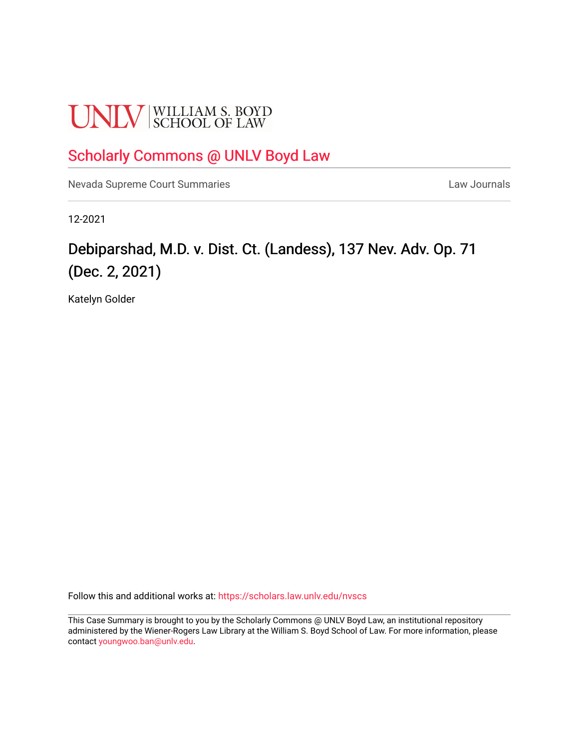UNLV | WILLIAM S. BOYD SCHOOL OF LAW

## Scholarly Commons @ UNLV Boyd Law

Nevada Supreme Court Summaries | Law Journals

12-2021

# Debiparshad, M.D. v. Dist. Ct. (Landess), 137 Nev. Adv. Op. 71 (Dec. 2, 2021)

Katelyn Golder

Follow this and additional works at: https://scholars.law.unlv.edu/nvscs

This Case Summary is brought to you by the Scholarly Commons @ UNLV Boyd Law, an institutional repository administered by the Wiener-Rogers Law Library at the William S. Boyd School of Law. For more information, please contact youngwoo.ban@unlv.edu.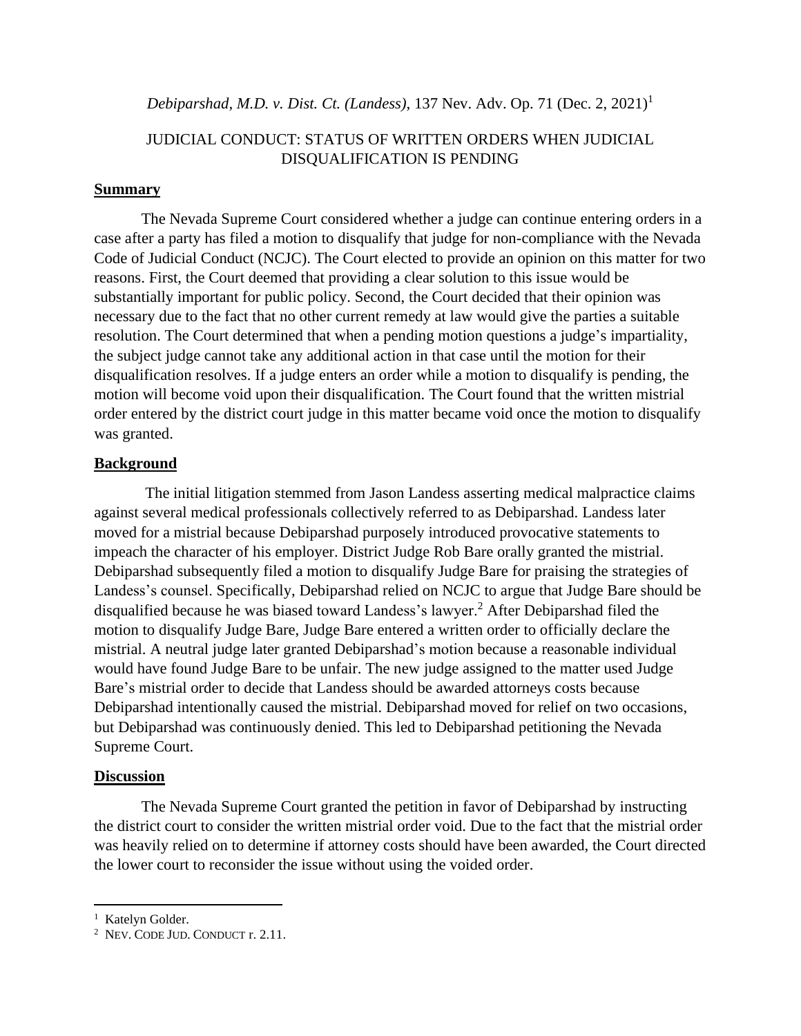*Debiparshad, M.D. v. Dist. Ct. (Landess)*, 137 Nev. Adv. Op. 71 (Dec. 2, 2021)[1]

# JUDICIAL CONDUCT: STATUS OF WRITTEN ORDERS WHEN JUDICIAL DISQUALIFICATION IS PENDING

## Summary

The Nevada Supreme Court considered whether a judge can continue entering orders in a case after a party has filed a motion to disqualify that judge for non-compliance with the Nevada Code of Judicial Conduct (NCJC). The Court elected to provide an opinion on this matter for two reasons. First, the Court deemed that providing a clear solution to this issue would be substantially important for public policy. Second, the Court decided that their opinion was necessary due to the fact that no other current remedy at law would give the parties a suitable resolution. The Court determined that when a pending motion questions a judge's impartiality, the subject judge cannot take any additional action in that case until the motion for their disqualification resolves. If a judge enters an order while a motion to disqualify is pending, the motion will become void upon their disqualification. The Court found that the written mistrial order entered by the district court judge in this matter became void once the motion to disqualify was granted.

## Background

The initial litigation stemmed from Jason Landess asserting medical malpractice claims against several medical professionals collectively referred to as Debiparshad. Landess later moved for a mistrial because Debiparshad purposely introduced provocative statements to impeach the character of his employer. District Judge Rob Bare orally granted the mistrial. Debiparshad subsequently filed a motion to disqualify Judge Bare for praising the strategies of Landess's counsel. Specifically, Debiparshad relied on NCJC to argue that Judge Bare should be disqualified because he was biased toward Landess's lawyer.[2] After Debiparshad filed the motion to disqualify Judge Bare, Judge Bare entered a written order to officially declare the mistrial. A neutral judge later granted Debiparshad's motion because a reasonable individual would have found Judge Bare to be unfair. The new judge assigned to the matter used Judge Bare's mistrial order to decide that Landess should be awarded attorneys costs because Debiparshad intentionally caused the mistrial. Debiparshad moved for relief on two occasions, but Debiparshad was continuously denied. This led to Debiparshad petitioning the Nevada Supreme Court.

## Discussion

The Nevada Supreme Court granted the petition in favor of Debiparshad by instructing the district court to consider the written mistrial order void. Due to the fact that the mistrial order was heavily relied on to determine if attorney costs should have been awarded, the Court directed the lower court to reconsider the issue without using the voided order.

---

[1] Katelyn Golder.

[2] NEV. CODE JUD. CONDUCT r. 2.11.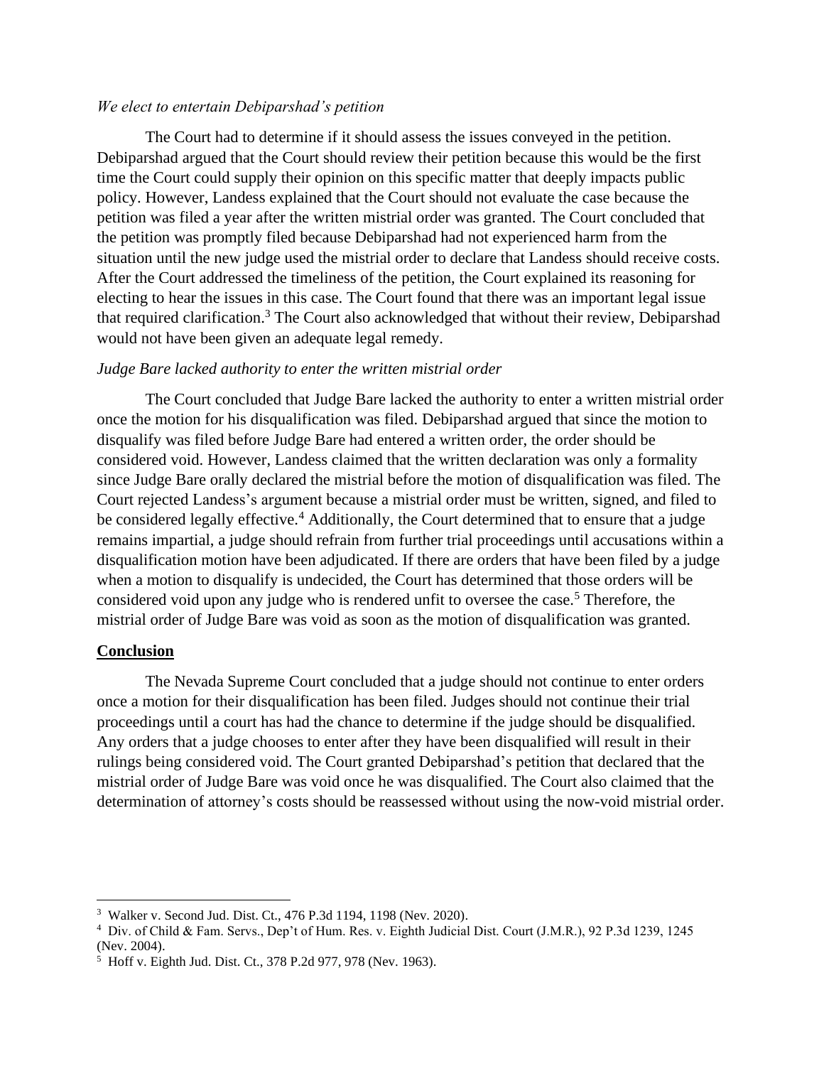*We elect to entertain Debiparshad's petition*

The Court had to determine if it should assess the issues conveyed in the petition. Debiparshad argued that the Court should review their petition because this would be the first time the Court could supply their opinion on this specific matter that deeply impacts public policy. However, Landess explained that the Court should not evaluate the case because the petition was filed a year after the written mistrial order was granted. The Court concluded that the petition was promptly filed because Debiparshad had not experienced harm from the situation until the new judge used the mistrial order to declare that Landess should receive costs. After the Court addressed the timeliness of the petition, the Court explained its reasoning for electing to hear the issues in this case. The Court found that there was an important legal issue that required clarification.[3] The Court also acknowledged that without their review, Debiparshad would not have been given an adequate legal remedy.

*Judge Bare lacked authority to enter the written mistrial order*

The Court concluded that Judge Bare lacked the authority to enter a written mistrial order once the motion for his disqualification was filed. Debiparshad argued that since the motion to disqualify was filed before Judge Bare had entered a written order, the order should be considered void. However, Landess claimed that the written declaration was only a formality since Judge Bare orally declared the mistrial before the motion of disqualification was filed. The Court rejected Landess's argument because a mistrial order must be written, signed, and filed to be considered legally effective.[4] Additionally, the Court determined that to ensure that a judge remains impartial, a judge should refrain from further trial proceedings until accusations within a disqualification motion have been adjudicated. If there are orders that have been filed by a judge when a motion to disqualify is undecided, the Court has determined that those orders will be considered void upon any judge who is rendered unfit to oversee the case.[5] Therefore, the mistrial order of Judge Bare was void as soon as the motion of disqualification was granted.

## Conclusion

The Nevada Supreme Court concluded that a judge should not continue to enter orders once a motion for their disqualification has been filed. Judges should not continue their trial proceedings until a court has had the chance to determine if the judge should be disqualified. Any orders that a judge chooses to enter after they have been disqualified will result in their rulings being considered void. The Court granted Debiparshad's petition that declared that the mistrial order of Judge Bare was void once he was disqualified. The Court also claimed that the determination of attorney's costs should be reassessed without using the now-void mistrial order.

---

[3] Walker v. Second Jud. Dist. Ct., 476 P.3d 1194, 1198 (Nev. 2020).

[4] Div. of Child & Fam. Servs., Dep't of Hum. Res. v. Eighth Judicial Dist. Court (J.M.R.), 92 P.3d 1239, 1245 (Nev. 2004).

[5] Hoff v. Eighth Jud. Dist. Ct., 378 P.2d 977, 978 (Nev. 1963).